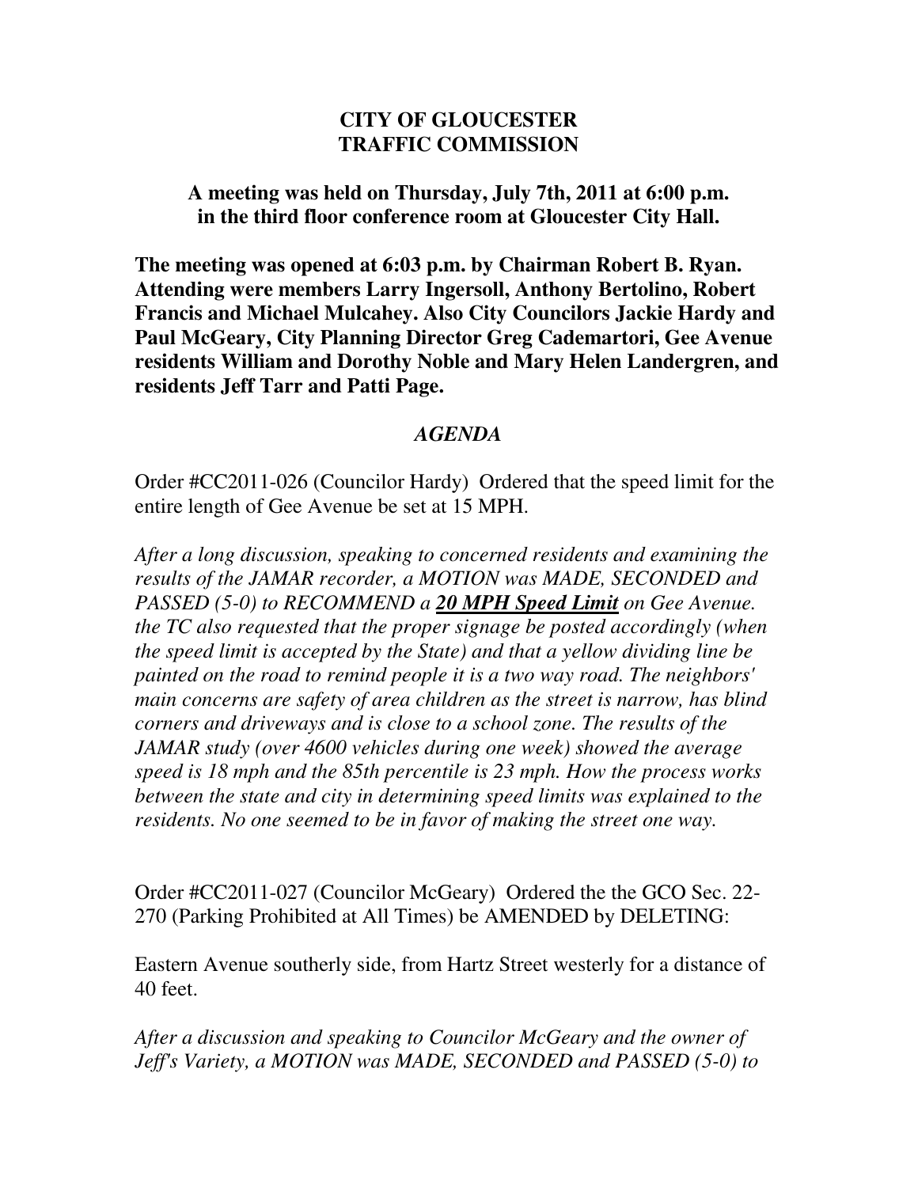# CITY OF GLOUCESTER
# TRAFFIC COMMISSION

**A meeting was held on Thursday, July 7th, 2011 at 6:00 p.m. in the third floor conference room at Gloucester City Hall.**

**The meeting was opened at 6:03 p.m. by Chairman Robert B. Ryan. Attending were members Larry Ingersoll, Anthony Bertolino, Robert Francis and Michael Mulcahey. Also City Councilors Jackie Hardy and Paul McGeary, City Planning Director Greg Cademartori, Gee Avenue residents William and Dorothy Noble and Mary Helen Landergren, and residents Jeff Tarr and Patti Page.**

## *AGENDA*

Order #CC2011-026 (Councilor Hardy) Ordered that the speed limit for the entire length of Gee Avenue be set at 15 MPH.

*After a long discussion, speaking to concerned residents and examining the results of the JAMAR recorder, a MOTION was MADE, SECONDED and PASSED (5-0) to RECOMMEND a **20 MPH Speed Limit** on Gee Avenue. the TC also requested that the proper signage be posted accordingly (when the speed limit is accepted by the State) and that a yellow dividing line be painted on the road to remind people it is a two way road. The neighbors' main concerns are safety of area children as the street is narrow, has blind corners and driveways and is close to a school zone. The results of the JAMAR study (over 4600 vehicles during one week) showed the average speed is 18 mph and the 85th percentile is 23 mph. How the process works between the state and city in determining speed limits was explained to the residents. No one seemed to be in favor of making the street one way.*

Order #CC2011-027 (Councilor McGeary) Ordered the the GCO Sec. 22-270 (Parking Prohibited at All Times) be AMENDED by DELETING:

Eastern Avenue southerly side, from Hartz Street westerly for a distance of 40 feet.

*After a discussion and speaking to Councilor McGeary and the owner of Jeff's Variety, a MOTION was MADE, SECONDED and PASSED (5-0) to*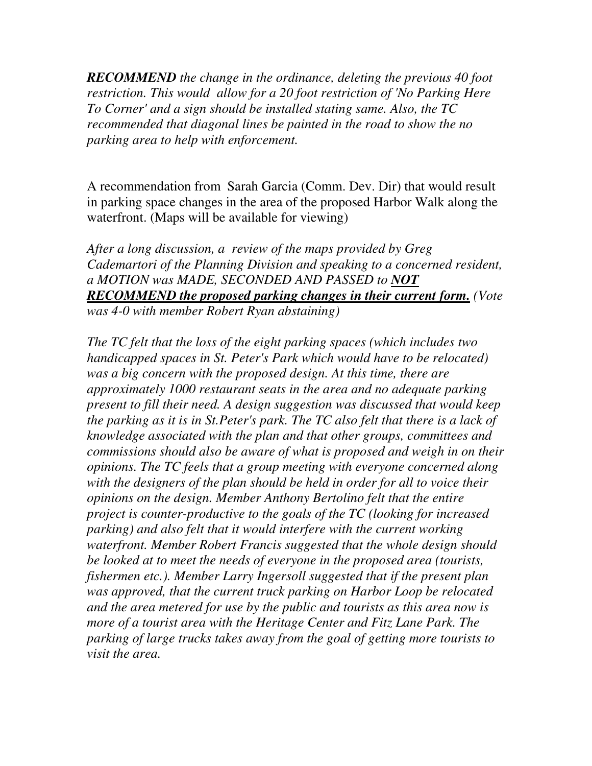***RECOMMEND** the change in the ordinance, deleting the previous 40 foot restriction. This would allow for a 20 foot restriction of 'No Parking Here To Corner' and a sign should be installed stating same. Also, the TC recommended that diagonal lines be painted in the road to show the no parking area to help with enforcement.*

A recommendation from Sarah Garcia (Comm. Dev. Dir) that would result in parking space changes in the area of the proposed Harbor Walk along the waterfront. (Maps will be available for viewing)

*After a long discussion, a review of the maps provided by Greg Cademartori of the Planning Division and speaking to a concerned resident, a MOTION was MADE, SECONDED AND PASSED to **<u>NOT RECOMMEND the proposed parking changes in their current form.</u>** (Vote was 4-0 with member Robert Ryan abstaining)*

*The TC felt that the loss of the eight parking spaces (which includes two handicapped spaces in St. Peter's Park which would have to be relocated) was a big concern with the proposed design. At this time, there are approximately 1000 restaurant seats in the area and no adequate parking present to fill their need. A design suggestion was discussed that would keep the parking as it is in St.Peter's park. The TC also felt that there is a lack of knowledge associated with the plan and that other groups, committees and commissions should also be aware of what is proposed and weigh in on their opinions. The TC feels that a group meeting with everyone concerned along with the designers of the plan should be held in order for all to voice their opinions on the design. Member Anthony Bertolino felt that the entire project is counter-productive to the goals of the TC (looking for increased parking) and also felt that it would interfere with the current working waterfront. Member Robert Francis suggested that the whole design should be looked at to meet the needs of everyone in the proposed area (tourists, fishermen etc.). Member Larry Ingersoll suggested that if the present plan was approved, that the current truck parking on Harbor Loop be relocated and the area metered for use by the public and tourists as this area now is more of a tourist area with the Heritage Center and Fitz Lane Park. The parking of large trucks takes away from the goal of getting more tourists to visit the area.*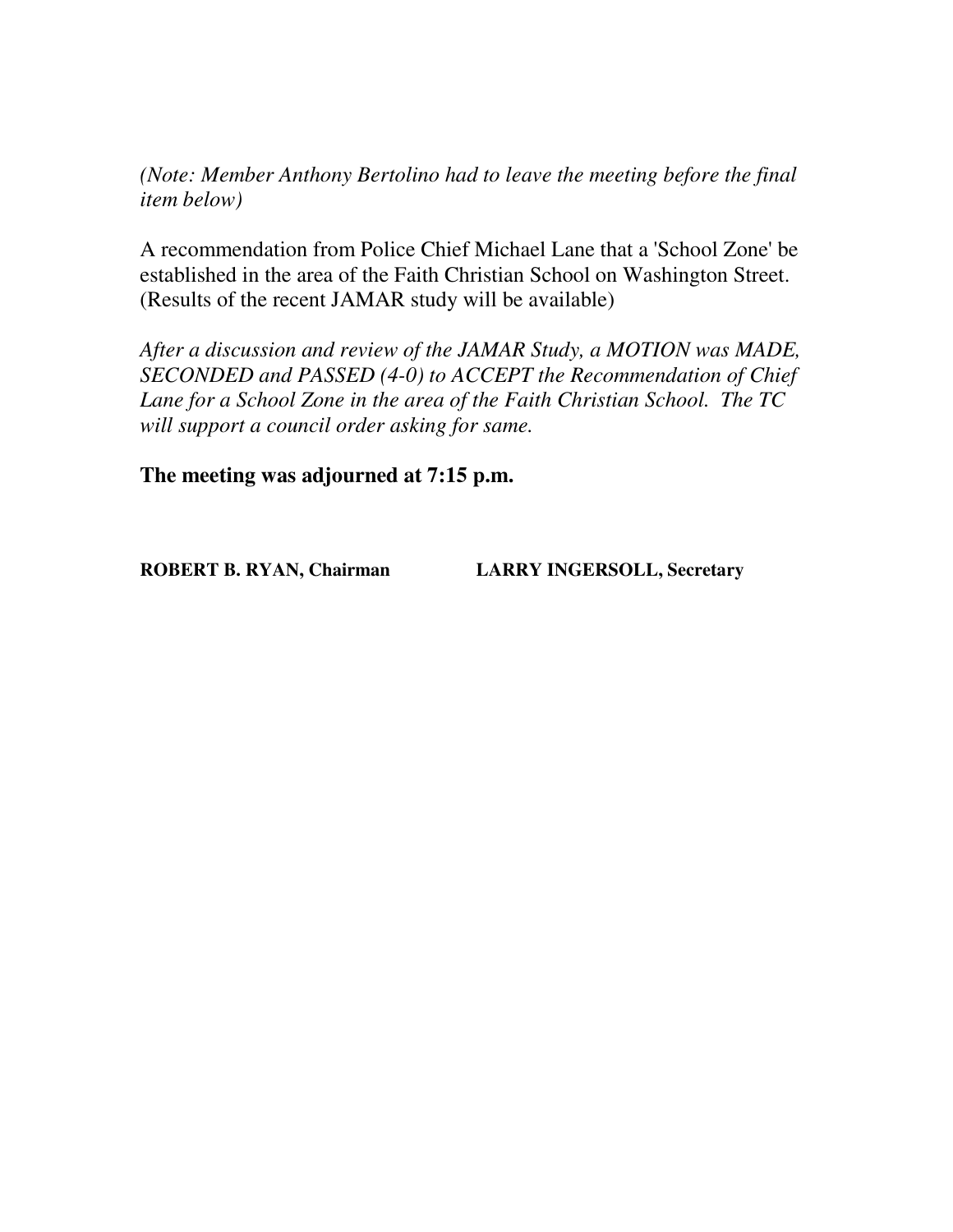*(Note: Member Anthony Bertolino had to leave the meeting before the final item below)*

A recommendation from Police Chief Michael Lane that a 'School Zone' be established in the area of the Faith Christian School on Washington Street. (Results of the recent JAMAR study will be available)

*After a discussion and review of the JAMAR Study, a MOTION was MADE, SECONDED and PASSED (4-0) to ACCEPT the Recommendation of Chief Lane for a School Zone in the area of the Faith Christian School. The TC will support a council order asking for same.*

**The meeting was adjourned at 7:15 p.m.**

**ROBERT B. RYAN, Chairman** **LARRY INGERSOLL, Secretary**